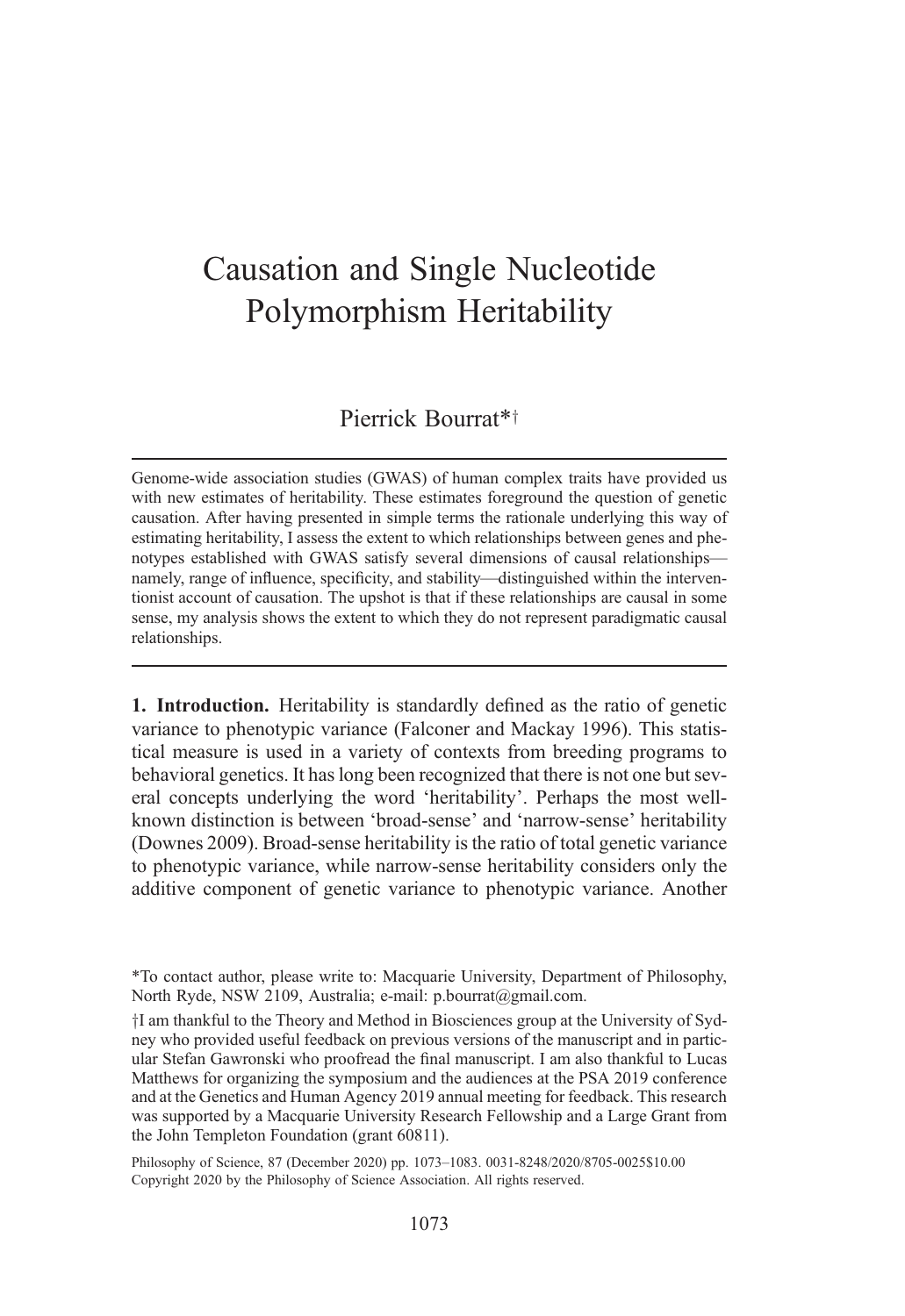# Causation and Single Nucleotide Polymorphism Heritability

Pierrick Bourrat*†

---

Genome-wide association studies (GWAS) of human complex traits have provided us with new estimates of heritability. These estimates foreground the question of genetic causation. After having presented in simple terms the rationale underlying this way of estimating heritability, I assess the extent to which relationships between genes and phenotypes established with GWAS satisfy several dimensions of causal relationships—namely, range of influence, specificity, and stability—distinguished within the interventionist account of causation. The upshot is that if these relationships are causal in some sense, my analysis shows the extent to which they do not represent paradigmatic causal relationships.

---

**1. Introduction.** Heritability is standardly defined as the ratio of genetic variance to phenotypic variance (Falconer and Mackay 1996). This statistical measure is used in a variety of contexts from breeding programs to behavioral genetics. It has long been recognized that there is not one but several concepts underlying the word 'heritability'. Perhaps the most well-known distinction is between 'broad-sense' and 'narrow-sense' heritability (Downes 2009). Broad-sense heritability is the ratio of total genetic variance to phenotypic variance, while narrow-sense heritability considers only the additive component of genetic variance to phenotypic variance. Another

*To contact author, please write to: Macquarie University, Department of Philosophy, North Ryde, NSW 2109, Australia; e-mail: p.bourrat@gmail.com.

†I am thankful to the Theory and Method in Biosciences group at the University of Sydney who provided useful feedback on previous versions of the manuscript and in particular Stefan Gawronski who proofread the final manuscript. I am also thankful to Lucas Matthews for organizing the symposium and the audiences at the PSA 2019 conference and at the Genetics and Human Agency 2019 annual meeting for feedback. This research was supported by a Macquarie University Research Fellowship and a Large Grant from the John Templeton Foundation (grant 60811).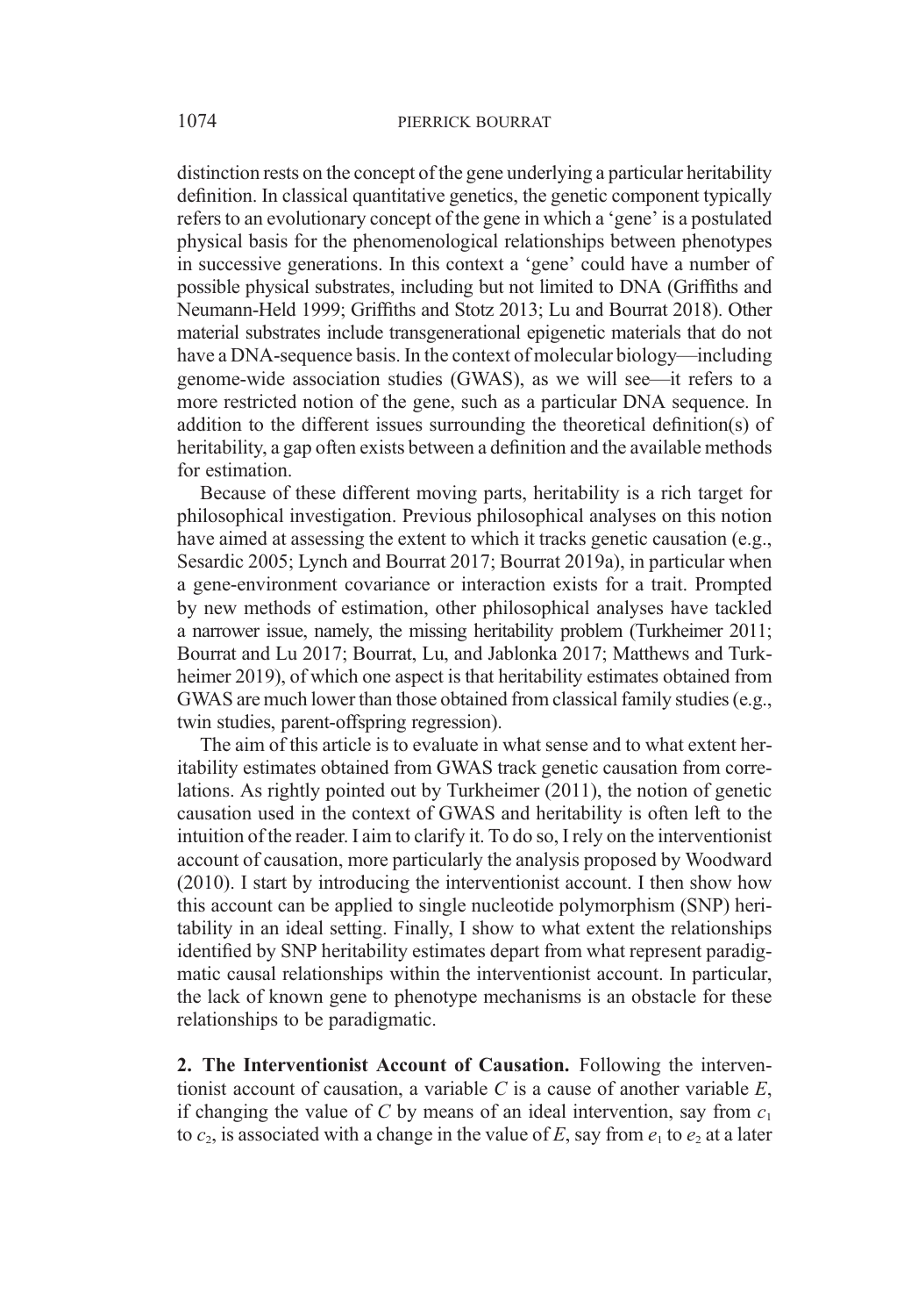distinction rests on the concept of the gene underlying a particular heritability definition. In classical quantitative genetics, the genetic component typically refers to an evolutionary concept of the gene in which a 'gene' is a postulated physical basis for the phenomenological relationships between phenotypes in successive generations. In this context a 'gene' could have a number of possible physical substrates, including but not limited to DNA (Griffiths and Neumann-Held 1999; Griffiths and Stotz 2013; Lu and Bourrat 2018). Other material substrates include transgenerational epigenetic materials that do not have a DNA-sequence basis. In the context of molecular biology—including genome-wide association studies (GWAS), as we will see—it refers to a more restricted notion of the gene, such as a particular DNA sequence. In addition to the different issues surrounding the theoretical definition(s) of heritability, a gap often exists between a definition and the available methods for estimation.

Because of these different moving parts, heritability is a rich target for philosophical investigation. Previous philosophical analyses on this notion have aimed at assessing the extent to which it tracks genetic causation (e.g., Sesardic 2005; Lynch and Bourrat 2017; Bourrat 2019a), in particular when a gene-environment covariance or interaction exists for a trait. Prompted by new methods of estimation, other philosophical analyses have tackled a narrower issue, namely, the missing heritability problem (Turkheimer 2011; Bourrat and Lu 2017; Bourrat, Lu, and Jablonka 2017; Matthews and Turkheimer 2019), of which one aspect is that heritability estimates obtained from GWAS are much lower than those obtained from classical family studies (e.g., twin studies, parent-offspring regression).

The aim of this article is to evaluate in what sense and to what extent heritability estimates obtained from GWAS track genetic causation from correlations. As rightly pointed out by Turkheimer (2011), the notion of genetic causation used in the context of GWAS and heritability is often left to the intuition of the reader. I aim to clarify it. To do so, I rely on the interventionist account of causation, more particularly the analysis proposed by Woodward (2010). I start by introducing the interventionist account. I then show how this account can be applied to single nucleotide polymorphism (SNP) heritability in an ideal setting. Finally, I show to what extent the relationships identified by SNP heritability estimates depart from what represent paradigmatic causal relationships within the interventionist account. In particular, the lack of known gene to phenotype mechanisms is an obstacle for these relationships to be paradigmatic.

## 2. The Interventionist Account of Causation.

Following the interventionist account of causation, a variable $C$ is a cause of another variable $E$, if changing the value of $C$ by means of an ideal intervention, say from $c_1$ to $c_2$, is associated with a change in the value of $E$, say from $e_1$ to $e_2$ at a later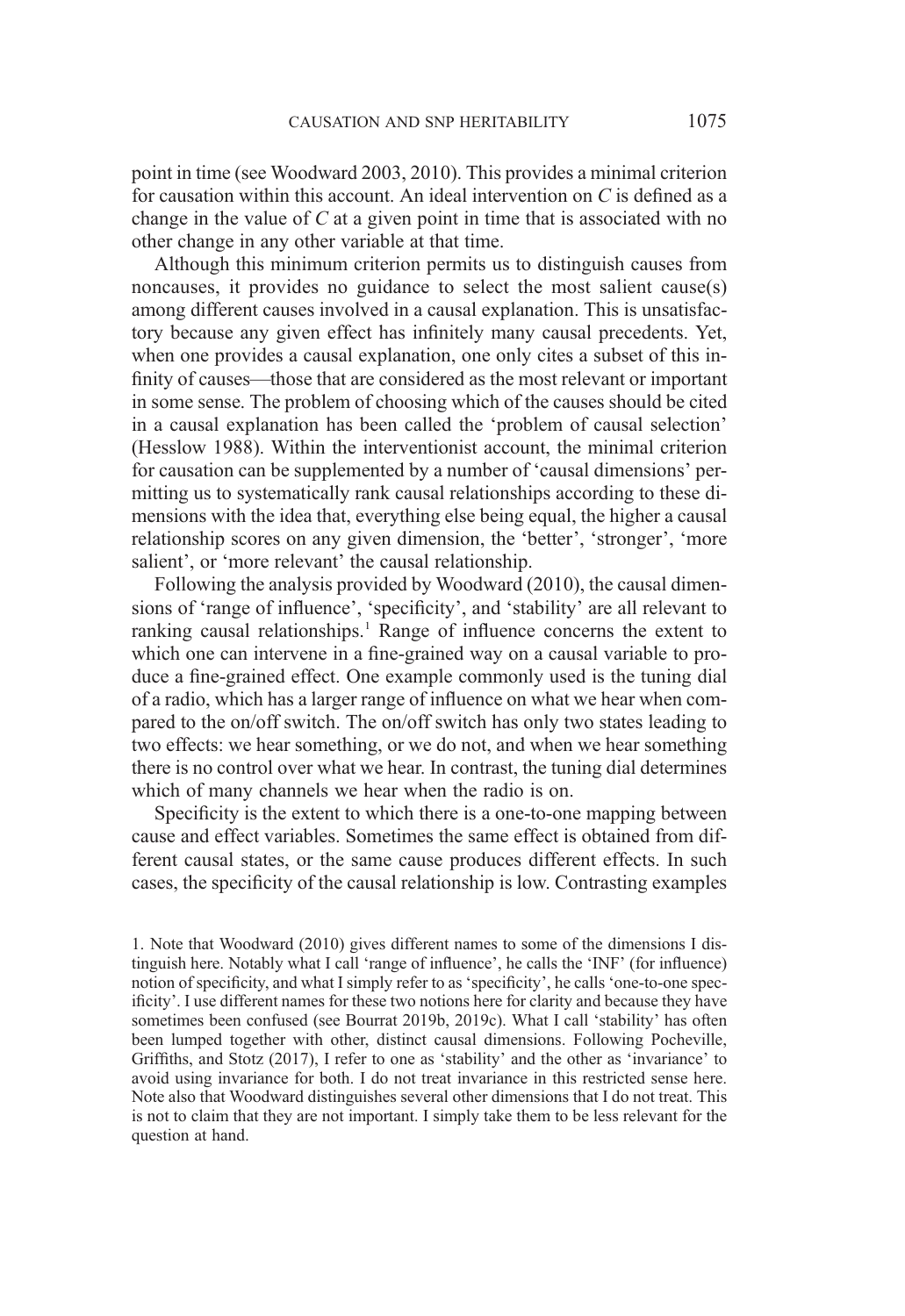point in time (see Woodward 2003, 2010). This provides a minimal criterion for causation within this account. An ideal intervention on *C* is defined as a change in the value of *C* at a given point in time that is associated with no other change in any other variable at that time.

Although this minimum criterion permits us to distinguish causes from noncauses, it provides no guidance to select the most salient cause(s) among different causes involved in a causal explanation. This is unsatisfactory because any given effect has infinitely many causal precedents. Yet, when one provides a causal explanation, one only cites a subset of this infinity of causes—those that are considered as the most relevant or important in some sense. The problem of choosing which of the causes should be cited in a causal explanation has been called the 'problem of causal selection' (Hesslow 1988). Within the interventionist account, the minimal criterion for causation can be supplemented by a number of 'causal dimensions' permitting us to systematically rank causal relationships according to these dimensions with the idea that, everything else being equal, the higher a causal relationship scores on any given dimension, the 'better', 'stronger', 'more salient', or 'more relevant' the causal relationship.

Following the analysis provided by Woodward (2010), the causal dimensions of 'range of influence', 'specificity', and 'stability' are all relevant to ranking causal relationships.[1] Range of influence concerns the extent to which one can intervene in a fine-grained way on a causal variable to produce a fine-grained effect. One example commonly used is the tuning dial of a radio, which has a larger range of influence on what we hear when compared to the on/off switch. The on/off switch has only two states leading to two effects: we hear something, or we do not, and when we hear something there is no control over what we hear. In contrast, the tuning dial determines which of many channels we hear when the radio is on.

Specificity is the extent to which there is a one-to-one mapping between cause and effect variables. Sometimes the same effect is obtained from different causal states, or the same cause produces different effects. In such cases, the specificity of the causal relationship is low. Contrasting examples

1. Note that Woodward (2010) gives different names to some of the dimensions I distinguish here. Notably what I call 'range of influence', he calls the 'INF' (for influence) notion of specificity, and what I simply refer to as 'specificity', he calls 'one-to-one specificity'. I use different names for these two notions here for clarity and because they have sometimes been confused (see Bourrat 2019b, 2019c). What I call 'stability' has often been lumped together with other, distinct causal dimensions. Following Pocheville, Griffiths, and Stotz (2017), I refer to one as 'stability' and the other as 'invariance' to avoid using invariance for both. I do not treat invariance in this restricted sense here. Note also that Woodward distinguishes several other dimensions that I do not treat. This is not to claim that they are not important. I simply take them to be less relevant for the question at hand.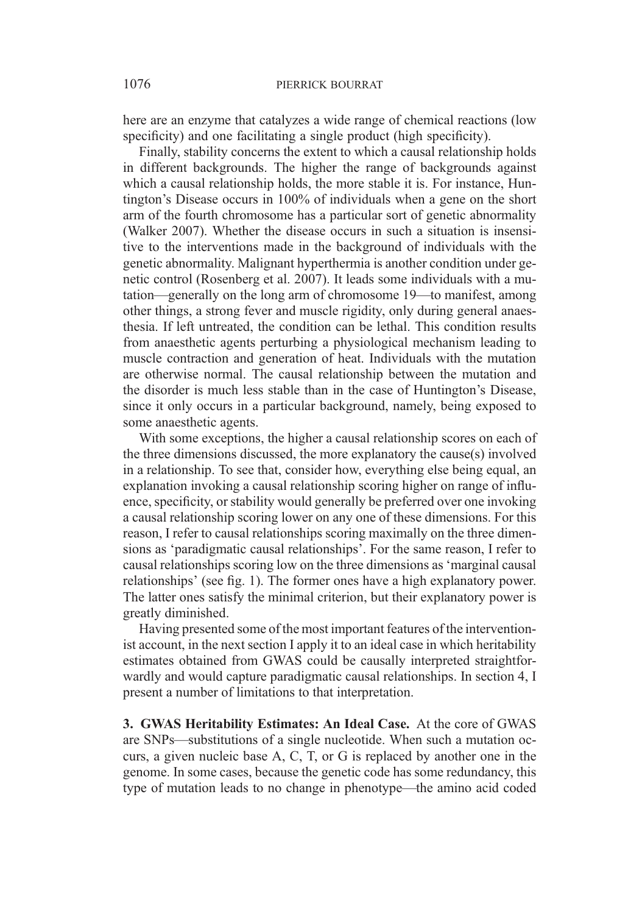here are an enzyme that catalyzes a wide range of chemical reactions (low specificity) and one facilitating a single product (high specificity).

Finally, stability concerns the extent to which a causal relationship holds in different backgrounds. The higher the range of backgrounds against which a causal relationship holds, the more stable it is. For instance, Huntington's Disease occurs in 100% of individuals when a gene on the short arm of the fourth chromosome has a particular sort of genetic abnormality (Walker 2007). Whether the disease occurs in such a situation is insensitive to the interventions made in the background of individuals with the genetic abnormality. Malignant hyperthermia is another condition under genetic control (Rosenberg et al. 2007). It leads some individuals with a mutation—generally on the long arm of chromosome 19—to manifest, among other things, a strong fever and muscle rigidity, only during general anaesthesia. If left untreated, the condition can be lethal. This condition results from anaesthetic agents perturbing a physiological mechanism leading to muscle contraction and generation of heat. Individuals with the mutation are otherwise normal. The causal relationship between the mutation and the disorder is much less stable than in the case of Huntington's Disease, since it only occurs in a particular background, namely, being exposed to some anaesthetic agents.

With some exceptions, the higher a causal relationship scores on each of the three dimensions discussed, the more explanatory the cause(s) involved in a relationship. To see that, consider how, everything else being equal, an explanation invoking a causal relationship scoring higher on range of influence, specificity, or stability would generally be preferred over one invoking a causal relationship scoring lower on any one of these dimensions. For this reason, I refer to causal relationships scoring maximally on the three dimensions as 'paradigmatic causal relationships'. For the same reason, I refer to causal relationships scoring low on the three dimensions as 'marginal causal relationships' (see fig. 1). The former ones have a high explanatory power. The latter ones satisfy the minimal criterion, but their explanatory power is greatly diminished.

Having presented some of the most important features of the interventionist account, in the next section I apply it to an ideal case in which heritability estimates obtained from GWAS could be causally interpreted straightforwardly and would capture paradigmatic causal relationships. In section 4, I present a number of limitations to that interpretation.

**3. GWAS Heritability Estimates: An Ideal Case.** At the core of GWAS are SNPs—substitutions of a single nucleotide. When such a mutation occurs, a given nucleic base A, C, T, or G is replaced by another one in the genome. In some cases, because the genetic code has some redundancy, this type of mutation leads to no change in phenotype—the amino acid coded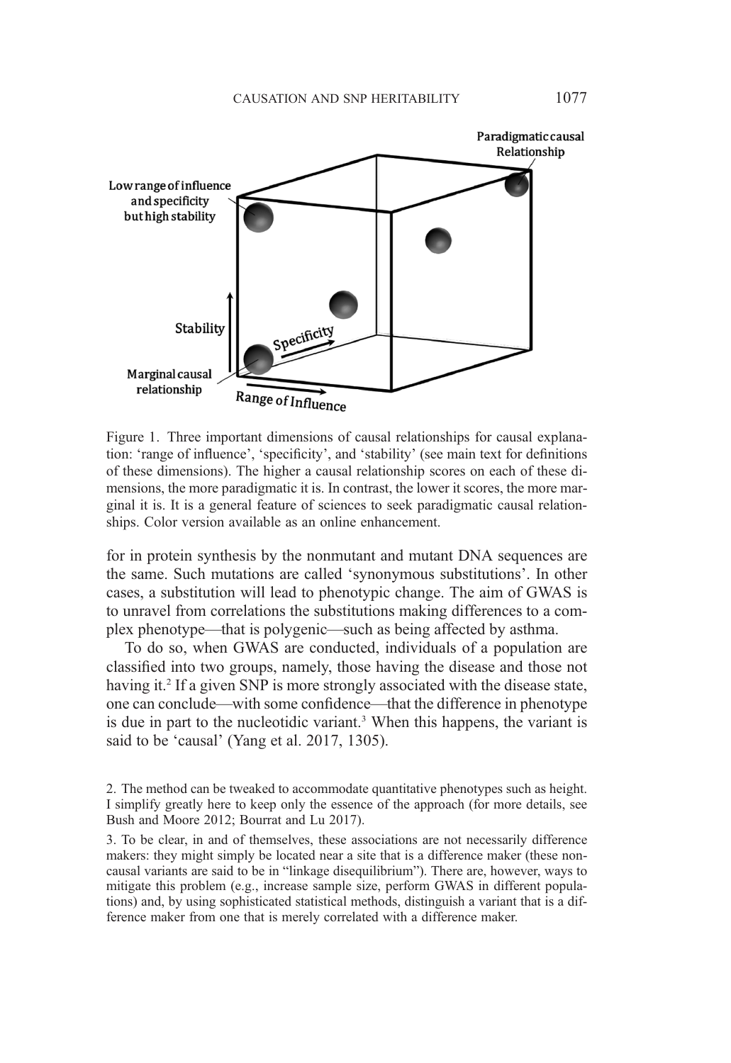Figure 1. Three important dimensions of causal relationships for causal explanation: 'range of influence', 'specificity', and 'stability' (see main text for definitions of these dimensions). The higher a causal relationship scores on each of these dimensions, the more paradigmatic it is. In contrast, the lower it scores, the more marginal it is. It is a general feature of sciences to seek paradigmatic causal relationships. Color version available as an online enhancement.

for in protein synthesis by the nonmutant and mutant DNA sequences are the same. Such mutations are called 'synonymous substitutions'. In other cases, a substitution will lead to phenotypic change. The aim of GWAS is to unravel from correlations the substitutions making differences to a complex phenotype—that is polygenic—such as being affected by asthma.

To do so, when GWAS are conducted, individuals of a population are classified into two groups, namely, those having the disease and those not having it.[2] If a given SNP is more strongly associated with the disease state, one can conclude—with some confidence—that the difference in phenotype is due in part to the nucleotidic variant.[3] When this happens, the variant is said to be 'causal' (Yang et al. 2017, 1305).

2. The method can be tweaked to accommodate quantitative phenotypes such as height. I simplify greatly here to keep only the essence of the approach (for more details, see Bush and Moore 2012; Bourrat and Lu 2017).

3. To be clear, in and of themselves, these associations are not necessarily difference makers: they might simply be located near a site that is a difference maker (these noncausal variants are said to be in "linkage disequilibrium"). There are, however, ways to mitigate this problem (e.g., increase sample size, perform GWAS in different populations) and, by using sophisticated statistical methods, distinguish a variant that is a difference maker from one that is merely correlated with a difference maker.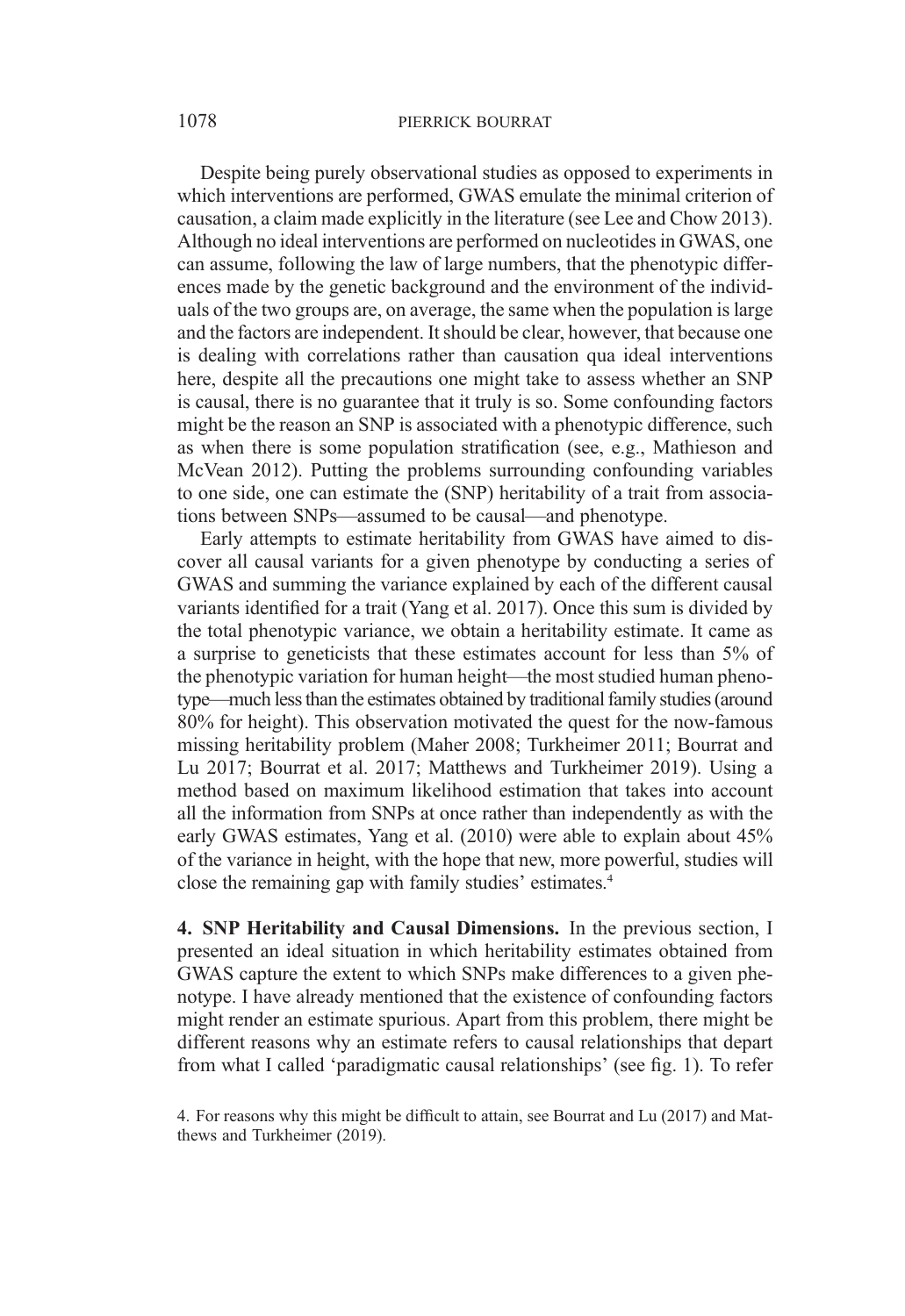Despite being purely observational studies as opposed to experiments in which interventions are performed, GWAS emulate the minimal criterion of causation, a claim made explicitly in the literature (see Lee and Chow 2013). Although no ideal interventions are performed on nucleotides in GWAS, one can assume, following the law of large numbers, that the phenotypic differences made by the genetic background and the environment of the individuals of the two groups are, on average, the same when the population is large and the factors are independent. It should be clear, however, that because one is dealing with correlations rather than causation qua ideal interventions here, despite all the precautions one might take to assess whether an SNP is causal, there is no guarantee that it truly is so. Some confounding factors might be the reason an SNP is associated with a phenotypic difference, such as when there is some population stratification (see, e.g., Mathieson and McVean 2012). Putting the problems surrounding confounding variables to one side, one can estimate the (SNP) heritability of a trait from associations between SNPs—assumed to be causal—and phenotype.

Early attempts to estimate heritability from GWAS have aimed to discover all causal variants for a given phenotype by conducting a series of GWAS and summing the variance explained by each of the different causal variants identified for a trait (Yang et al. 2017). Once this sum is divided by the total phenotypic variance, we obtain a heritability estimate. It came as a surprise to geneticists that these estimates account for less than 5% of the phenotypic variation for human height—the most studied human phenotype—much less than the estimates obtained by traditional family studies (around 80% for height). This observation motivated the quest for the now-famous missing heritability problem (Maher 2008; Turkheimer 2011; Bourrat and Lu 2017; Bourrat et al. 2017; Matthews and Turkheimer 2019). Using a method based on maximum likelihood estimation that takes into account all the information from SNPs at once rather than independently as with the early GWAS estimates, Yang et al. (2010) were able to explain about 45% of the variance in height, with the hope that new, more powerful, studies will close the remaining gap with family studies' estimates.[4]

**4. SNP Heritability and Causal Dimensions.** In the previous section, I presented an ideal situation in which heritability estimates obtained from GWAS capture the extent to which SNPs make differences to a given phenotype. I have already mentioned that the existence of confounding factors might render an estimate spurious. Apart from this problem, there might be different reasons why an estimate refers to causal relationships that depart from what I called 'paradigmatic causal relationships' (see fig. 1). To refer

4. For reasons why this might be difficult to attain, see Bourrat and Lu (2017) and Matthews and Turkheimer (2019).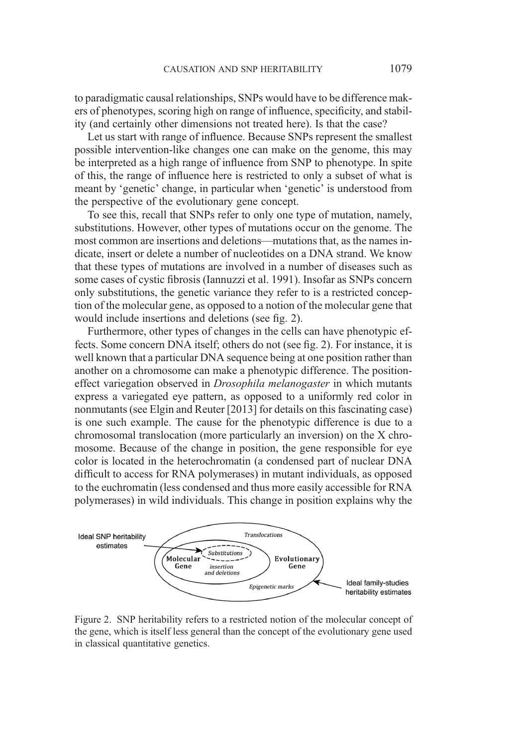to paradigmatic causal relationships, SNPs would have to be difference makers of phenotypes, scoring high on range of influence, specificity, and stability (and certainly other dimensions not treated here). Is that the case?

Let us start with range of influence. Because SNPs represent the smallest possible intervention-like changes one can make on the genome, this may be interpreted as a high range of influence from SNP to phenotype. In spite of this, the range of influence here is restricted to only a subset of what is meant by 'genetic' change, in particular when 'genetic' is understood from the perspective of the evolutionary gene concept.

To see this, recall that SNPs refer to only one type of mutation, namely, substitutions. However, other types of mutations occur on the genome. The most common are insertions and deletions—mutations that, as the names indicate, insert or delete a number of nucleotides on a DNA strand. We know that these types of mutations are involved in a number of diseases such as some cases of cystic fibrosis (Iannuzzi et al. 1991). Insofar as SNPs concern only substitutions, the genetic variance they refer to is a restricted conception of the molecular gene, as opposed to a notion of the molecular gene that would include insertions and deletions (see fig. 2).

Furthermore, other types of changes in the cells can have phenotypic effects. Some concern DNA itself; others do not (see fig. 2). For instance, it is well known that a particular DNA sequence being at one position rather than another on a chromosome can make a phenotypic difference. The position-effect variegation observed in *Drosophila melanogaster* in which mutants express a variegated eye pattern, as opposed to a uniformly red color in nonmutants (see Elgin and Reuter [2013] for details on this fascinating case) is one such example. The cause for the phenotypic difference is due to a chromosomal translocation (more particularly an inversion) on the X chromosome. Because of the change in position, the gene responsible for eye color is located in the heterochromatin (a condensed part of nuclear DNA difficult to access for RNA polymerases) in mutant individuals, as opposed to the euchromatin (less condensed and thus more easily accessible for RNA polymerases) in wild individuals. This change in position explains why the

Ideal SNP heritability estimates → Substitutions; Molecular Gene; insertion and deletions; Translocations; Evolutionary Gene; Epigenetic marks; Ideal family-studies heritability estimates

Figure 2. SNP heritability refers to a restricted notion of the molecular concept of the gene, which is itself less general than the concept of the evolutionary gene used in classical quantitative genetics.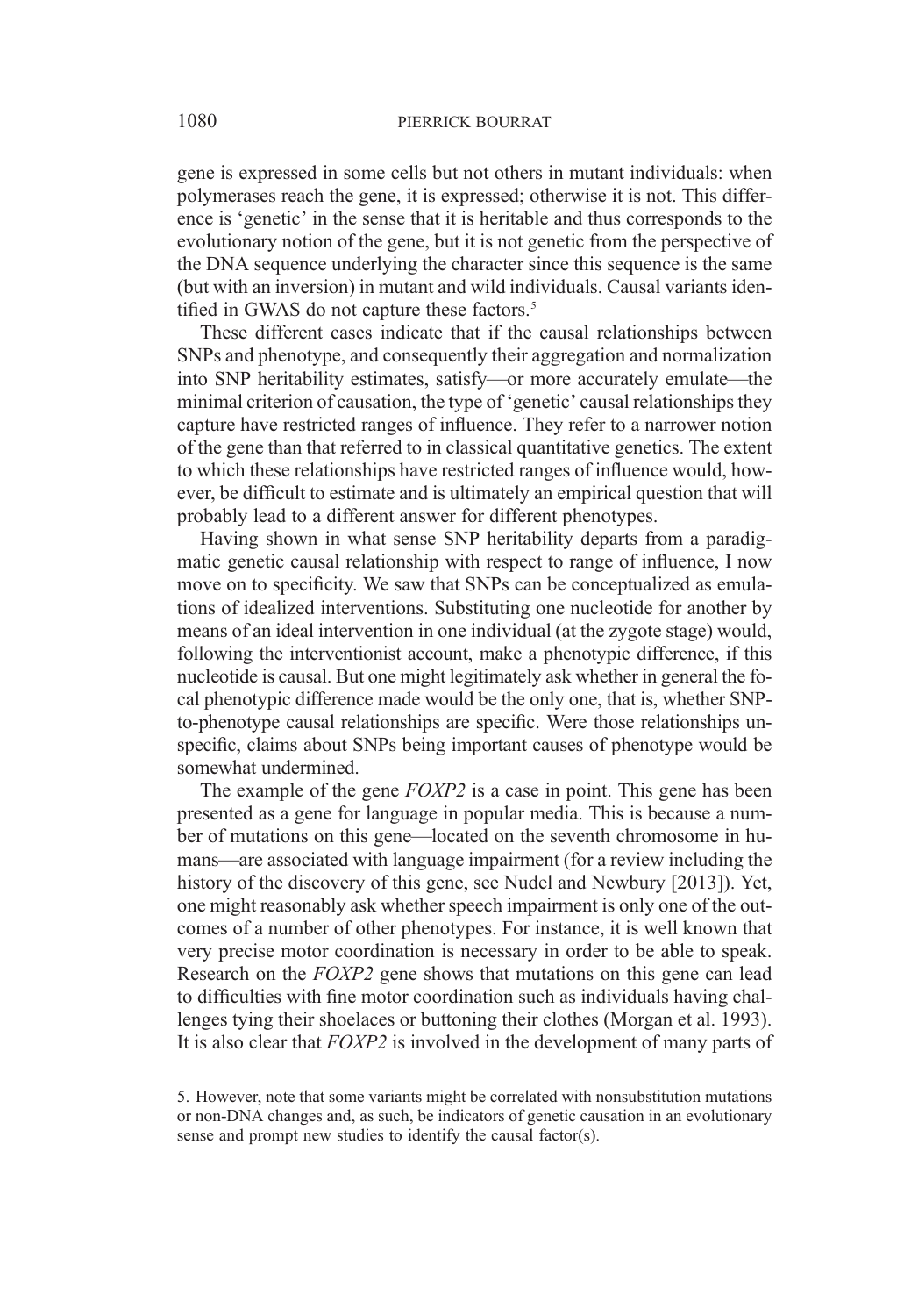gene is expressed in some cells but not others in mutant individuals: when polymerases reach the gene, it is expressed; otherwise it is not. This difference is 'genetic' in the sense that it is heritable and thus corresponds to the evolutionary notion of the gene, but it is not genetic from the perspective of the DNA sequence underlying the character since this sequence is the same (but with an inversion) in mutant and wild individuals. Causal variants identified in GWAS do not capture these factors.[5]

These different cases indicate that if the causal relationships between SNPs and phenotype, and consequently their aggregation and normalization into SNP heritability estimates, satisfy—or more accurately emulate—the minimal criterion of causation, the type of 'genetic' causal relationships they capture have restricted ranges of influence. They refer to a narrower notion of the gene than that referred to in classical quantitative genetics. The extent to which these relationships have restricted ranges of influence would, however, be difficult to estimate and is ultimately an empirical question that will probably lead to a different answer for different phenotypes.

Having shown in what sense SNP heritability departs from a paradigmatic genetic causal relationship with respect to range of influence, I now move on to specificity. We saw that SNPs can be conceptualized as emulations of idealized interventions. Substituting one nucleotide for another by means of an ideal intervention in one individual (at the zygote stage) would, following the interventionist account, make a phenotypic difference, if this nucleotide is causal. But one might legitimately ask whether in general the focal phenotypic difference made would be the only one, that is, whether SNP-to-phenotype causal relationships are specific. Were those relationships unspecific, claims about SNPs being important causes of phenotype would be somewhat undermined.

The example of the gene *FOXP2* is a case in point. This gene has been presented as a gene for language in popular media. This is because a number of mutations on this gene—located on the seventh chromosome in humans—are associated with language impairment (for a review including the history of the discovery of this gene, see Nudel and Newbury [2013]). Yet, one might reasonably ask whether speech impairment is only one of the outcomes of a number of other phenotypes. For instance, it is well known that very precise motor coordination is necessary in order to be able to speak. Research on the *FOXP2* gene shows that mutations on this gene can lead to difficulties with fine motor coordination such as individuals having challenges tying their shoelaces or buttoning their clothes (Morgan et al. 1993). It is also clear that *FOXP2* is involved in the development of many parts of

5. However, note that some variants might be correlated with nonsubstitution mutations or non-DNA changes and, as such, be indicators of genetic causation in an evolutionary sense and prompt new studies to identify the causal factor(s).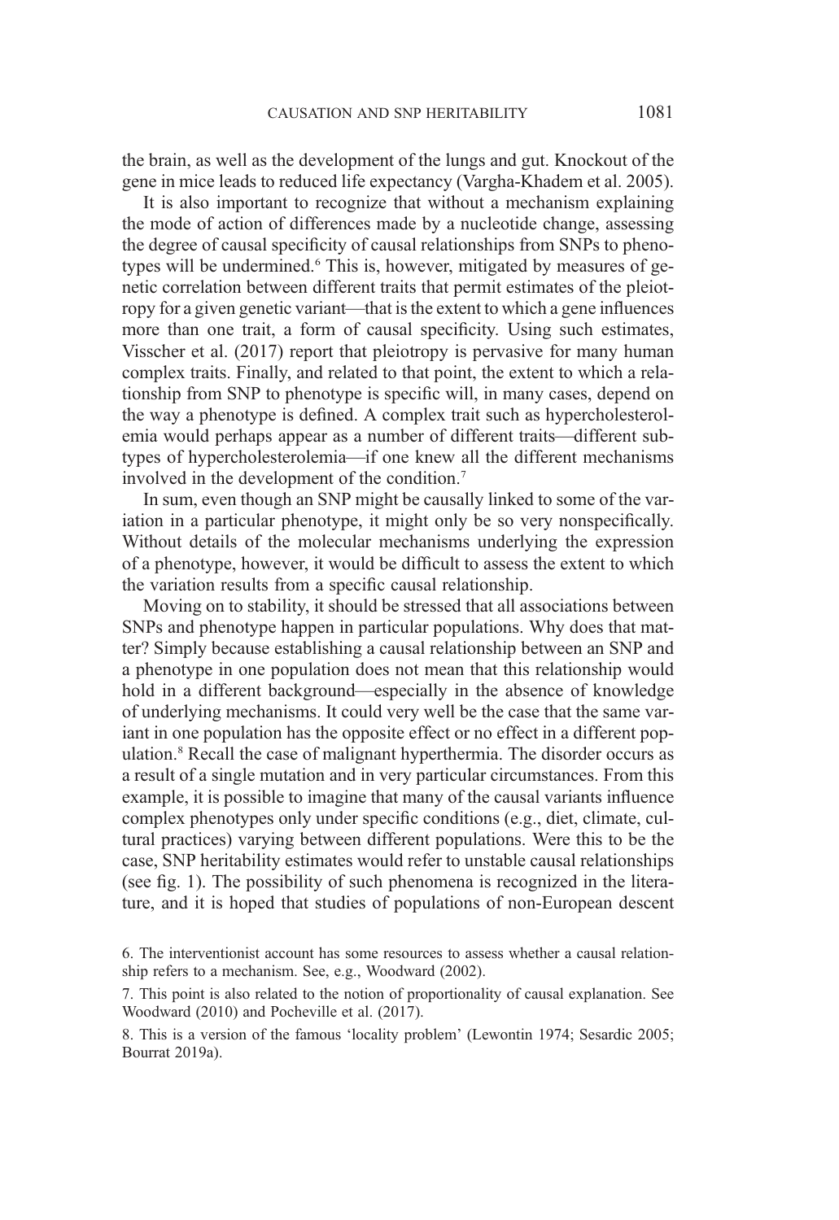the brain, as well as the development of the lungs and gut. Knockout of the gene in mice leads to reduced life expectancy (Vargha-Khadem et al. 2005).

It is also important to recognize that without a mechanism explaining the mode of action of differences made by a nucleotide change, assessing the degree of causal specificity of causal relationships from SNPs to phenotypes will be undermined.[6] This is, however, mitigated by measures of genetic correlation between different traits that permit estimates of the pleiotropy for a given genetic variant—that is the extent to which a gene influences more than one trait, a form of causal specificity. Using such estimates, Visscher et al. (2017) report that pleiotropy is pervasive for many human complex traits. Finally, and related to that point, the extent to which a relationship from SNP to phenotype is specific will, in many cases, depend on the way a phenotype is defined. A complex trait such as hypercholesterolemia would perhaps appear as a number of different traits—different subtypes of hypercholesterolemia—if one knew all the different mechanisms involved in the development of the condition.[7]

In sum, even though an SNP might be causally linked to some of the variation in a particular phenotype, it might only be so very nonspecifically. Without details of the molecular mechanisms underlying the expression of a phenotype, however, it would be difficult to assess the extent to which the variation results from a specific causal relationship.

Moving on to stability, it should be stressed that all associations between SNPs and phenotype happen in particular populations. Why does that matter? Simply because establishing a causal relationship between an SNP and a phenotype in one population does not mean that this relationship would hold in a different background—especially in the absence of knowledge of underlying mechanisms. It could very well be the case that the same variant in one population has the opposite effect or no effect in a different population.[8] Recall the case of malignant hyperthermia. The disorder occurs as a result of a single mutation and in very particular circumstances. From this example, it is possible to imagine that many of the causal variants influence complex phenotypes only under specific conditions (e.g., diet, climate, cultural practices) varying between different populations. Were this to be the case, SNP heritability estimates would refer to unstable causal relationships (see fig. 1). The possibility of such phenomena is recognized in the literature, and it is hoped that studies of populations of non-European descent

6. The interventionist account has some resources to assess whether a causal relationship refers to a mechanism. See, e.g., Woodward (2002).

7. This point is also related to the notion of proportionality of causal explanation. See Woodward (2010) and Pocheville et al. (2017).

8. This is a version of the famous 'locality problem' (Lewontin 1974; Sesardic 2005; Bourrat 2019a).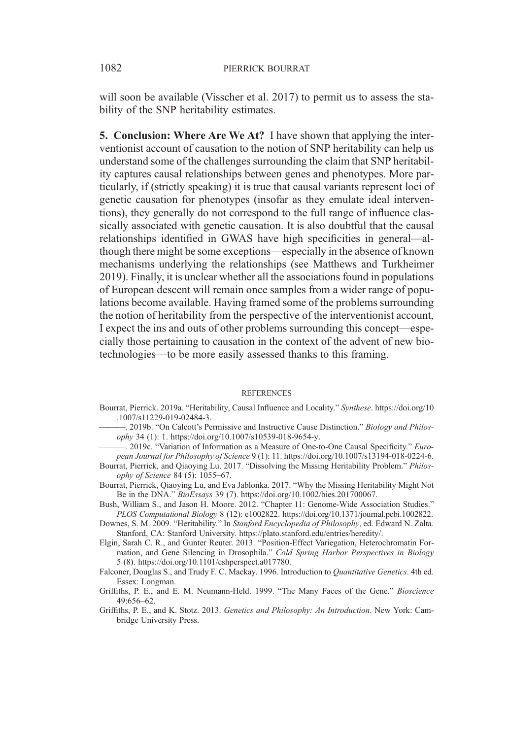will soon be available (Visscher et al. 2017) to permit us to assess the stability of the SNP heritability estimates.

## 5. Conclusion: Where Are We At?

I have shown that applying the interventionist account of causation to the notion of SNP heritability can help us understand some of the challenges surrounding the claim that SNP heritability captures causal relationships between genes and phenotypes. More particularly, if (strictly speaking) it is true that causal variants represent loci of genetic causation for phenotypes (insofar as they emulate ideal interventions), they generally do not correspond to the full range of influence classically associated with genetic causation. It is also doubtful that the causal relationships identified in GWAS have high specificities in general—although there might be some exceptions—especially in the absence of known mechanisms underlying the relationships (see Matthews and Turkheimer 2019). Finally, it is unclear whether all the associations found in populations of European descent will remain once samples from a wider range of populations become available. Having framed some of the problems surrounding the notion of heritability from the perspective of the interventionist account, I expect the ins and outs of other problems surrounding this concept—especially those pertaining to causation in the context of the advent of new biotechnologies—to be more easily assessed thanks to this framing.

## REFERENCES

Bourrat, Pierrick. 2019a. "Heritability, Causal Influence and Locality." *Synthese*. https://doi.org/10.1007/s11229-019-02484-3.

———. 2019b. "On Calcott's Permissive and Instructive Cause Distinction." *Biology and Philosophy* 34 (1): 1. https://doi.org/10.1007/s10539-018-9654-y.

———. 2019c. "Variation of Information as a Measure of One-to-One Causal Specificity." *European Journal for Philosophy of Science* 9 (1): 11. https://doi.org/10.1007/s13194-018-0224-6.

Bourrat, Pierrick, and Qiaoying Lu. 2017. "Dissolving the Missing Heritability Problem." *Philosophy of Science* 84 (5): 1055–67.

Bourrat, Pierrick, Qiaoying Lu, and Eva Jablonka. 2017. "Why the Missing Heritability Might Not Be in the DNA." *BioEssays* 39 (7). https://doi.org/10.1002/bies.201700067.

Bush, William S., and Jason H. Moore. 2012. "Chapter 11: Genome-Wide Association Studies." *PLOS Computational Biology* 8 (12): e1002822. https://doi.org/10.1371/journal.pcbi.1002822.

Downes, S. M. 2009. "Heritability." In *Stanford Encyclopedia of Philosophy*, ed. Edward N. Zalta. Stanford, CA: Stanford University. https://plato.stanford.edu/entries/heredity/.

Elgin, Sarah C. R., and Gunter Reuter. 2013. "Position-Effect Variegation, Heterochromatin Formation, and Gene Silencing in Drosophila." *Cold Spring Harbor Perspectives in Biology* 5 (8). https://doi.org/10.1101/cshperspect.a017780.

Falconer, Douglas S., and Trudy F. C. Mackay. 1996. Introduction to *Quantitative Genetics*. 4th ed. Essex: Longman.

Griffiths, P. E., and E. M. Neumann-Held. 1999. "The Many Faces of the Gene." *Bioscience* 49:656–62.

Griffiths, P. E., and K. Stotz. 2013. *Genetics and Philosophy: An Introduction*. New York: Cambridge University Press.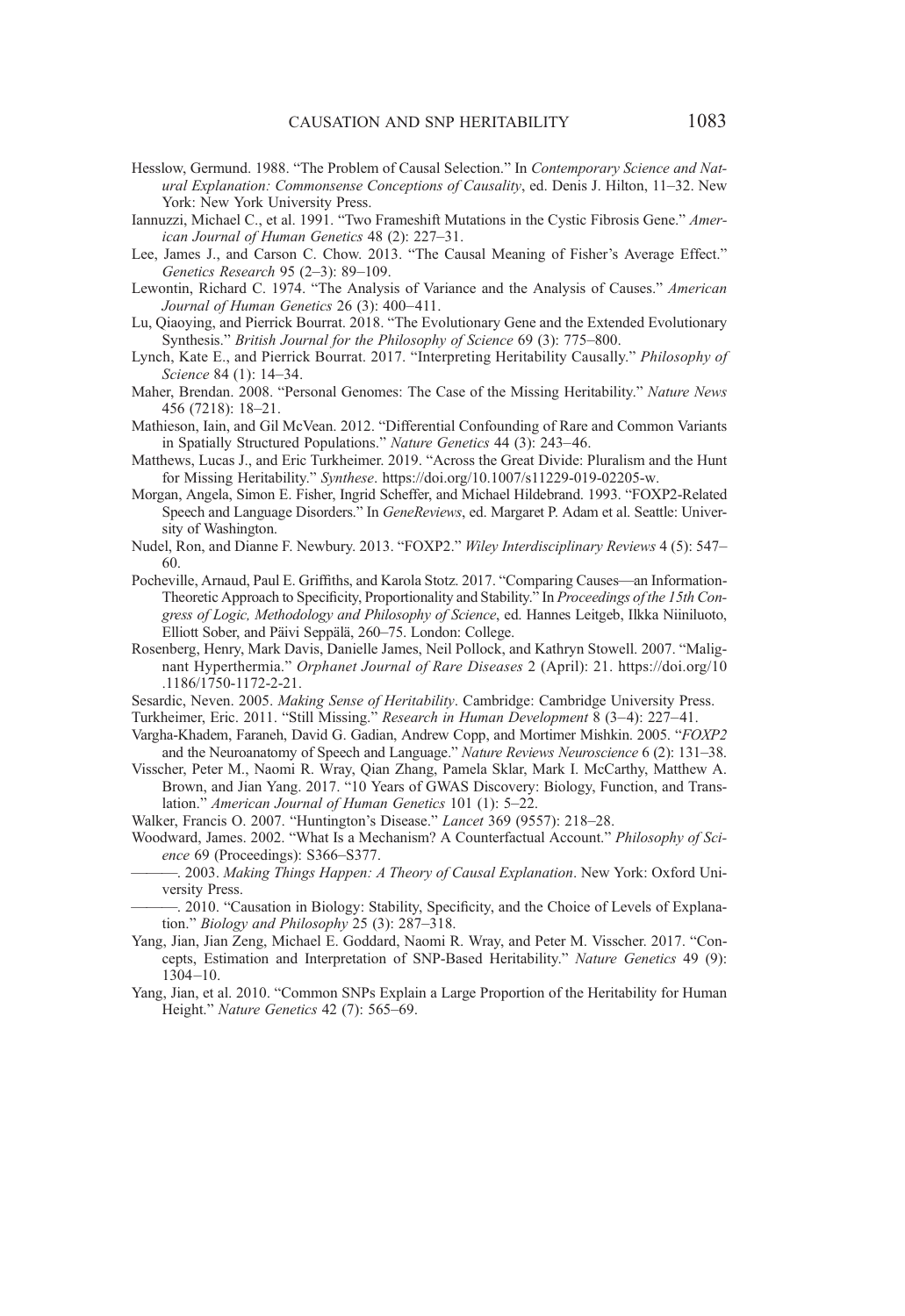Hesslow, Germund. 1988. "The Problem of Causal Selection." In *Contemporary Science and Natural Explanation: Commonsense Conceptions of Causality*, ed. Denis J. Hilton, 11–32. New York: New York University Press.

Iannuzzi, Michael C., et al. 1991. "Two Frameshift Mutations in the Cystic Fibrosis Gene." *American Journal of Human Genetics* 48 (2): 227–31.

Lee, James J., and Carson C. Chow. 2013. "The Causal Meaning of Fisher's Average Effect." *Genetics Research* 95 (2–3): 89–109.

Lewontin, Richard C. 1974. "The Analysis of Variance and the Analysis of Causes." *American Journal of Human Genetics* 26 (3): 400–411.

Lu, Qiaoying, and Pierrick Bourrat. 2018. "The Evolutionary Gene and the Extended Evolutionary Synthesis." *British Journal for the Philosophy of Science* 69 (3): 775–800.

Lynch, Kate E., and Pierrick Bourrat. 2017. "Interpreting Heritability Causally." *Philosophy of Science* 84 (1): 14–34.

Maher, Brendan. 2008. "Personal Genomes: The Case of the Missing Heritability." *Nature News* 456 (7218): 18–21.

Mathieson, Iain, and Gil McVean. 2012. "Differential Confounding of Rare and Common Variants in Spatially Structured Populations." *Nature Genetics* 44 (3): 243–46.

Matthews, Lucas J., and Eric Turkheimer. 2019. "Across the Great Divide: Pluralism and the Hunt for Missing Heritability." *Synthese*. https://doi.org/10.1007/s11229-019-02205-w.

Morgan, Angela, Simon E. Fisher, Ingrid Scheffer, and Michael Hildebrand. 1993. "FOXP2-Related Speech and Language Disorders." In *GeneReviews*, ed. Margaret P. Adam et al. Seattle: University of Washington.

Nudel, Ron, and Dianne F. Newbury. 2013. "FOXP2." *Wiley Interdisciplinary Reviews* 4 (5): 547–60.

Pocheville, Arnaud, Paul E. Griffiths, and Karola Stotz. 2017. "Comparing Causes—an Information-Theoretic Approach to Specificity, Proportionality and Stability." In *Proceedings of the 15th Congress of Logic, Methodology and Philosophy of Science*, ed. Hannes Leitgeb, Ilkka Niiniluoto, Elliott Sober, and Päivi Seppälä, 260–75. London: College.

Rosenberg, Henry, Mark Davis, Danielle James, Neil Pollock, and Kathryn Stowell. 2007. "Malignant Hyperthermia." *Orphanet Journal of Rare Diseases* 2 (April): 21. https://doi.org/10.1186/1750-1172-2-21.

Sesardic, Neven. 2005. *Making Sense of Heritability*. Cambridge: Cambridge University Press.

Turkheimer, Eric. 2011. "Still Missing." *Research in Human Development* 8 (3–4): 227–41.

Vargha-Khadem, Faraneh, David G. Gadian, Andrew Copp, and Mortimer Mishkin. 2005. "*FOXP2* and the Neuroanatomy of Speech and Language." *Nature Reviews Neuroscience* 6 (2): 131–38.

Visscher, Peter M., Naomi R. Wray, Qian Zhang, Pamela Sklar, Mark I. McCarthy, Matthew A. Brown, and Jian Yang. 2017. "10 Years of GWAS Discovery: Biology, Function, and Translation." *American Journal of Human Genetics* 101 (1): 5–22.

Walker, Francis O. 2007. "Huntington's Disease." *Lancet* 369 (9557): 218–28.

Woodward, James. 2002. "What Is a Mechanism? A Counterfactual Account." *Philosophy of Science* 69 (Proceedings): S366–S377.

———. 2003. *Making Things Happen: A Theory of Causal Explanation*. New York: Oxford University Press.

———. 2010. "Causation in Biology: Stability, Specificity, and the Choice of Levels of Explanation." *Biology and Philosophy* 25 (3): 287–318.

Yang, Jian, Jian Zeng, Michael E. Goddard, Naomi R. Wray, and Peter M. Visscher. 2017. "Concepts, Estimation and Interpretation of SNP-Based Heritability." *Nature Genetics* 49 (9): 1304–10.

Yang, Jian, et al. 2010. "Common SNPs Explain a Large Proportion of the Heritability for Human Height." *Nature Genetics* 42 (7): 565–69.